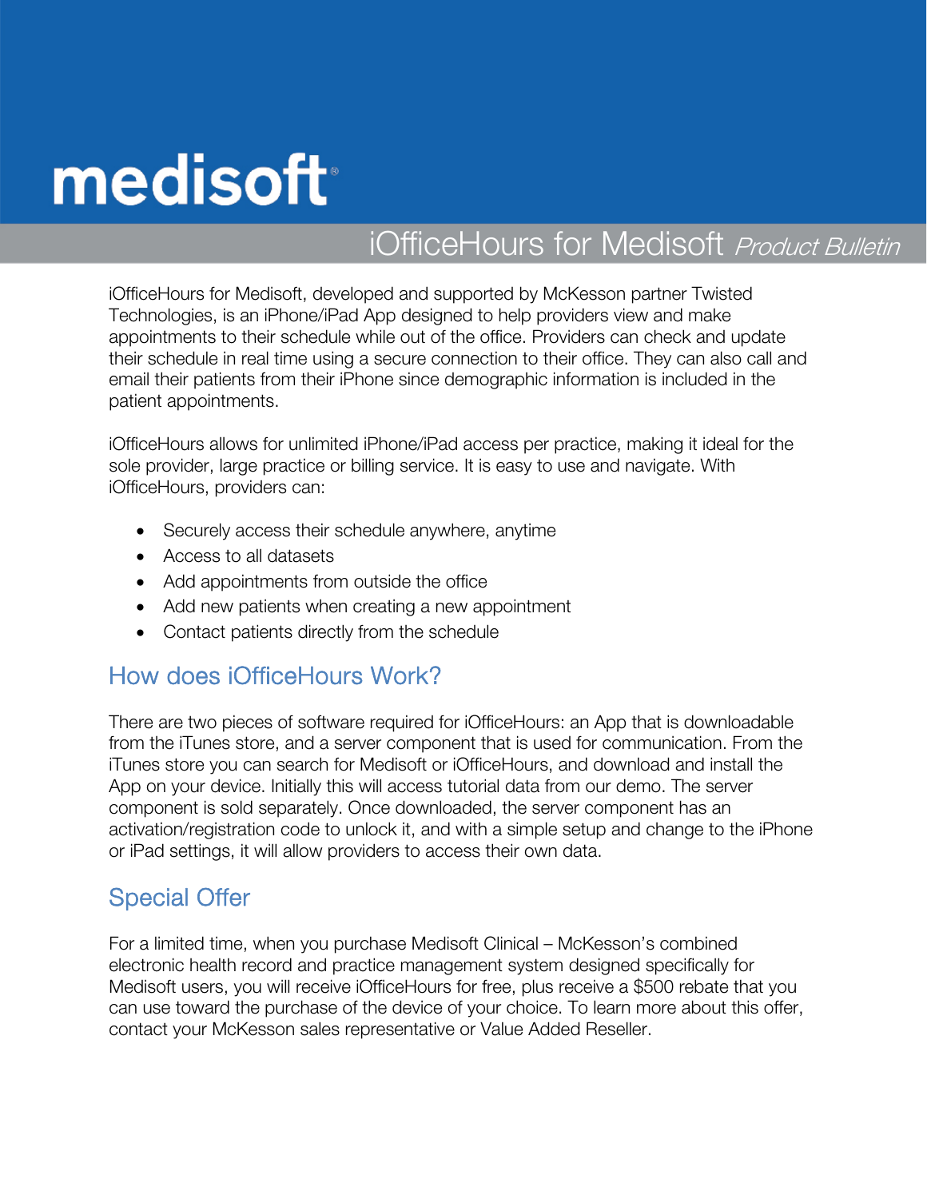# medisoft

## iOfficeHours for Medisoft *Product Bulletin*

iOfficeHours for Medisoft, developed and supported by McKesson partner Twisted Technologies, is an iPhone/iPad App designed to help providers view and make appointments to their schedule while out of the office. Providers can check and update their schedule in real time using a secure connection to their office. They can also call and email their patients from their iPhone since demographic information is included in the patient appointments.

iOfficeHours allows for unlimited iPhone/iPad access per practice, making it ideal for the sole provider, large practice or billing service. It is easy to use and navigate. With iOfficeHours, providers can:

- Securely access their schedule anywhere, anytime
- Access to all datasets
- Add appointments from outside the office
- Add new patients when creating a new appointment
- Contact patients directly from the schedule

## How does iOfficeHours Work?

There are two pieces of software required for iOfficeHours: an App that is downloadable from the iTunes store, and a server component that is used for communication. From the iTunes store you can search for Medisoft or iOfficeHours, and download and install the App on your device. Initially this will access tutorial data from our demo. The server component is sold separately. Once downloaded, the server component has an activation/registration code to unlock it, and with a simple setup and change to the iPhone or iPad settings, it will allow providers to access their own data.

## Special Offer

For a limited time, when you purchase Medisoft Clinical – McKesson's combined electronic health record and practice management system designed specifically for Medisoft users, you will receive iOfficeHours for free, plus receive a $500 rebate that you can use toward the purchase of the device of your choice. To learn more about this offer, contact your McKesson sales representative or Value Added Reseller.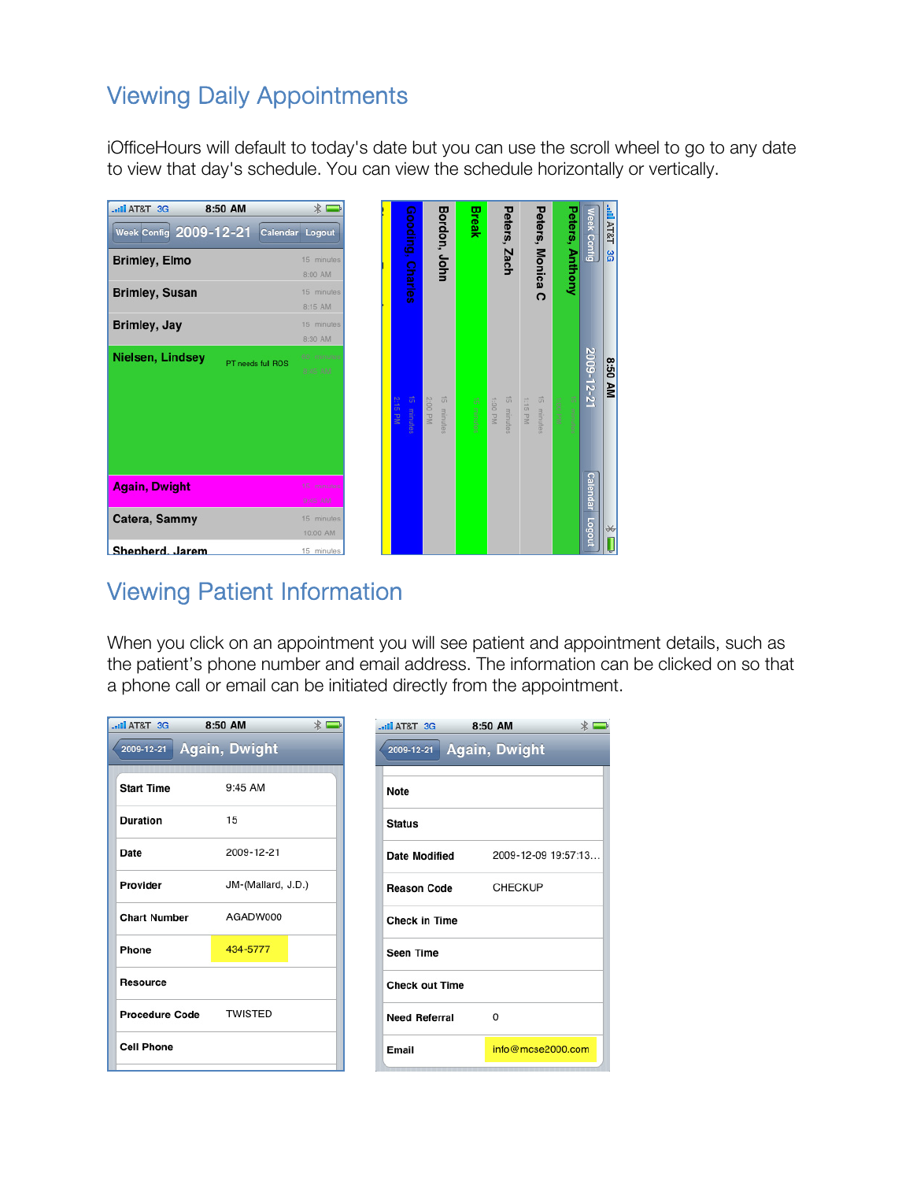## Viewing Daily Appointments

iOfficeHours will default to today's date but you can use the scroll wheel to go to any date to view that day's schedule. You can view the schedule horizontally or vertically.

## Viewing Patient Information

When you click on an appointment you will see patient and appointment details, such as the patient's phone number and email address. The information can be clicked on so that a phone call or email can be initiated directly from the appointment.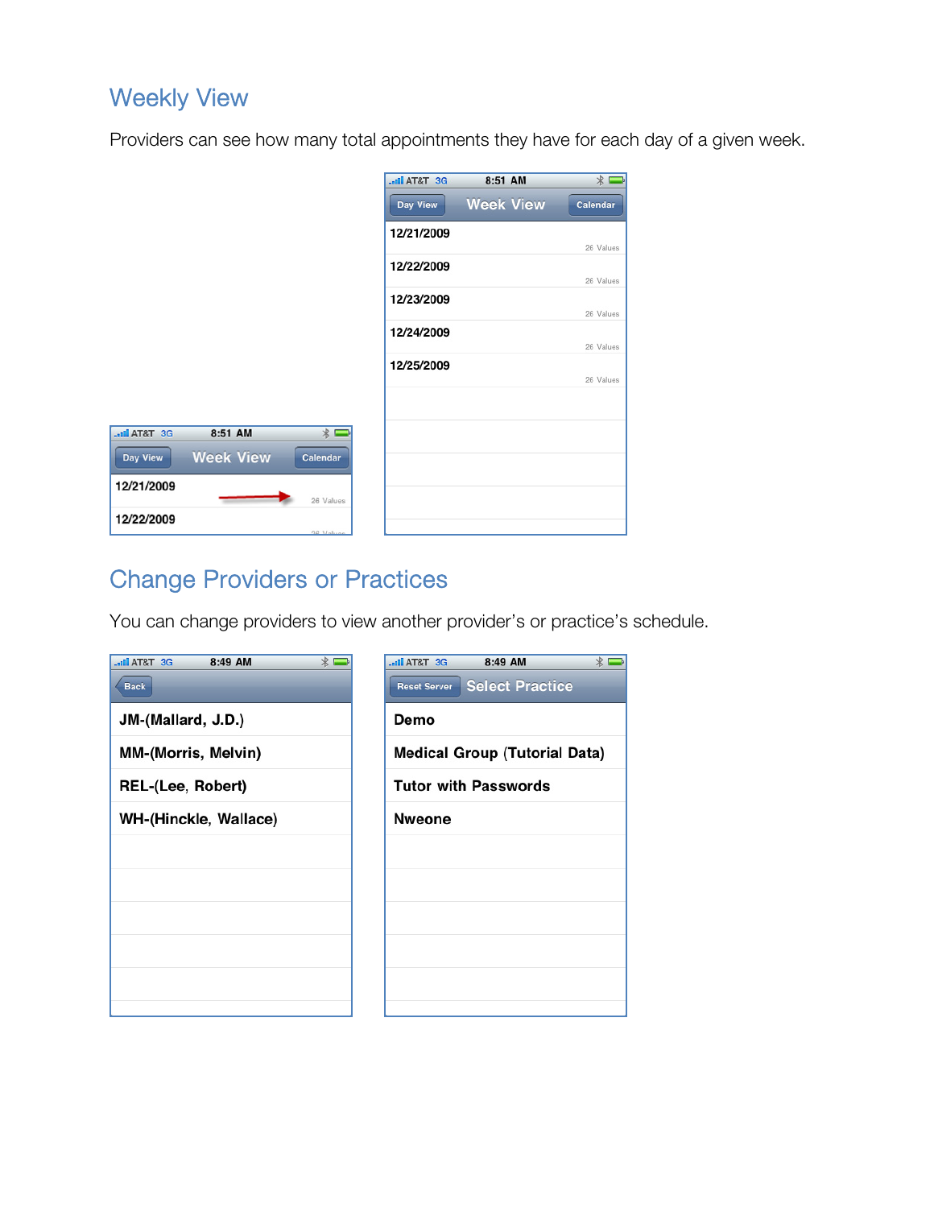## Weekly View

Providers can see how many total appointments they have for each day of a given week.

## Change Providers or Practices

You can change providers to view another provider's or practice's schedule.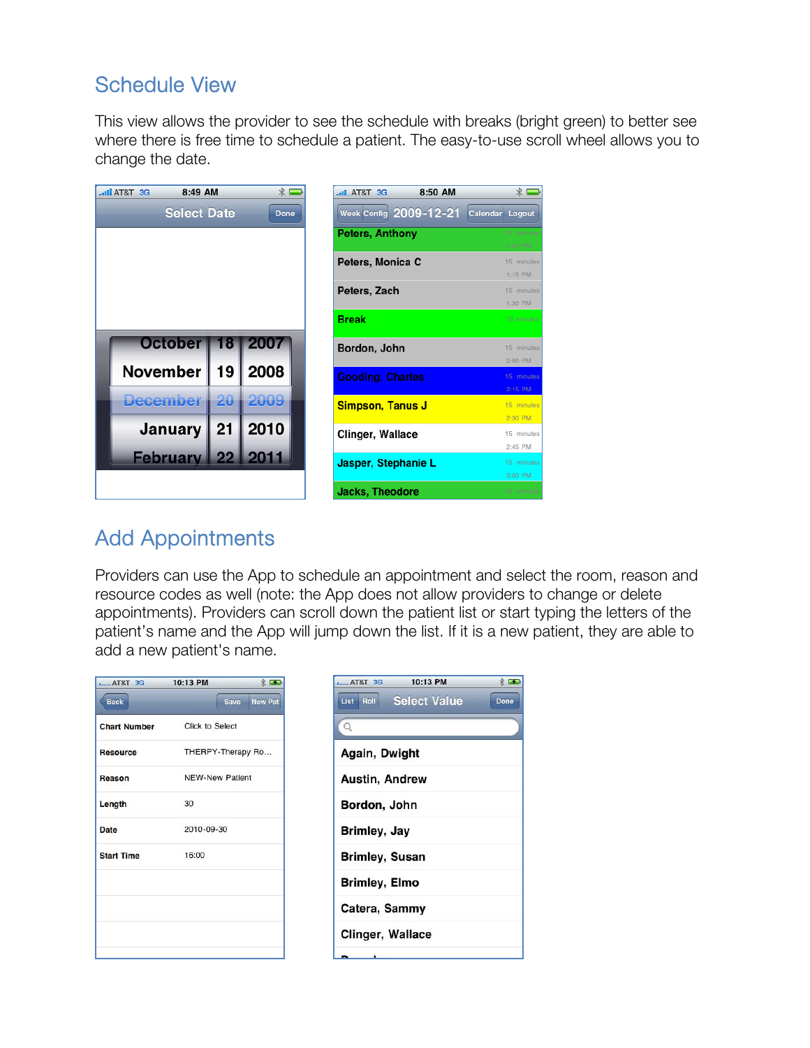## Schedule View

This view allows the provider to see the schedule with breaks (bright green) to better see where there is free time to schedule a patient. The easy-to-use scroll wheel allows you to change the date.

## Add Appointments

Providers can use the App to schedule an appointment and select the room, reason and resource codes as well (note: the App does not allow providers to change or delete appointments). Providers can scroll down the patient list or start typing the letters of the patient's name and the App will jump down the list. If it is a new patient, they are able to add a new patient's name.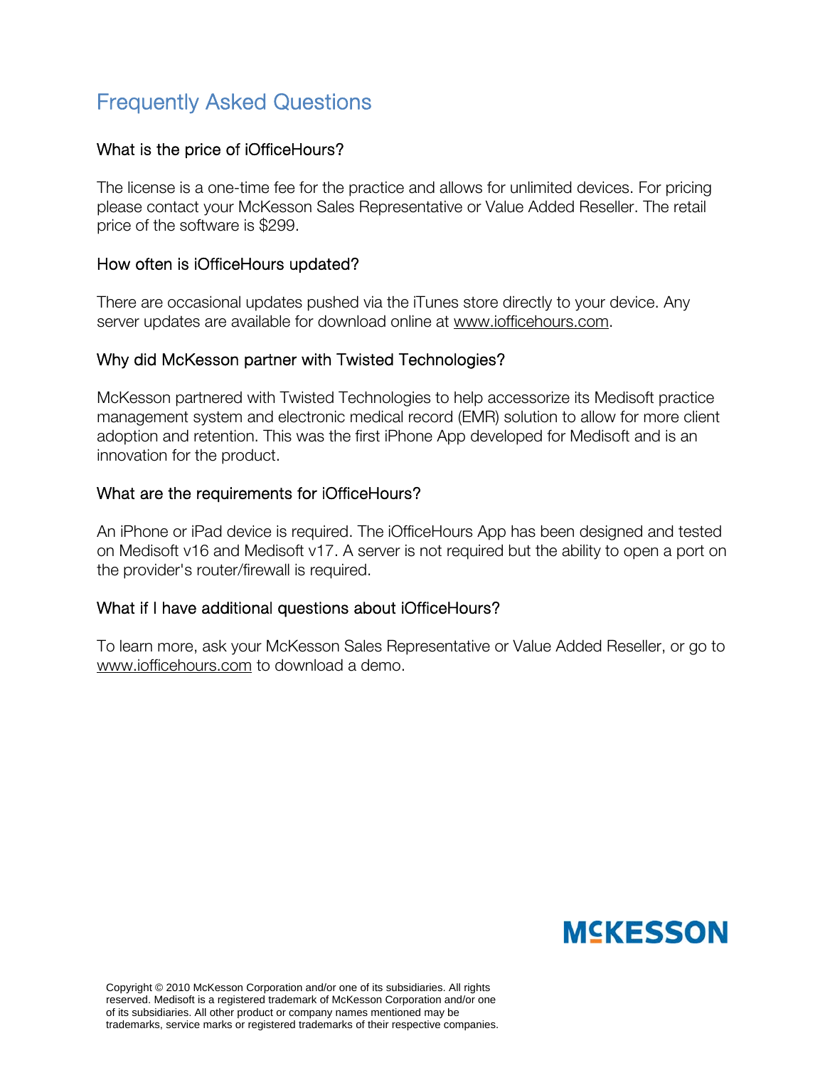# Frequently Asked Questions

### What is the price of iOfficeHours?

The license is a one-time fee for the practice and allows for unlimited devices. For pricing please contact your McKesson Sales Representative or Value Added Reseller. The retail price of the software is $299.

### How often is iOfficeHours updated?

There are occasional updates pushed via the iTunes store directly to your device. Any server updates are available for download online at www.iofficehours.com.

### Why did McKesson partner with Twisted Technologies?

McKesson partnered with Twisted Technologies to help accessorize its Medisoft practice management system and electronic medical record (EMR) solution to allow for more client adoption and retention. This was the first iPhone App developed for Medisoft and is an innovation for the product.

### What are the requirements for iOfficeHours?

An iPhone or iPad device is required. The iOfficeHours App has been designed and tested on Medisoft v16 and Medisoft v17. A server is not required but the ability to open a port on the provider's router/firewall is required.

### What if I have additional questions about iOfficeHours?

To learn more, ask your McKesson Sales Representative or Value Added Reseller, or go to www.iofficehours.com to download a demo.

McKESSON

Copyright © 2010 McKesson Corporation and/or one of its subsidiaries. All rights reserved. Medisoft is a registered trademark of McKesson Corporation and/or one of its subsidiaries. All other product or company names mentioned may be trademarks, service marks or registered trademarks of their respective companies.